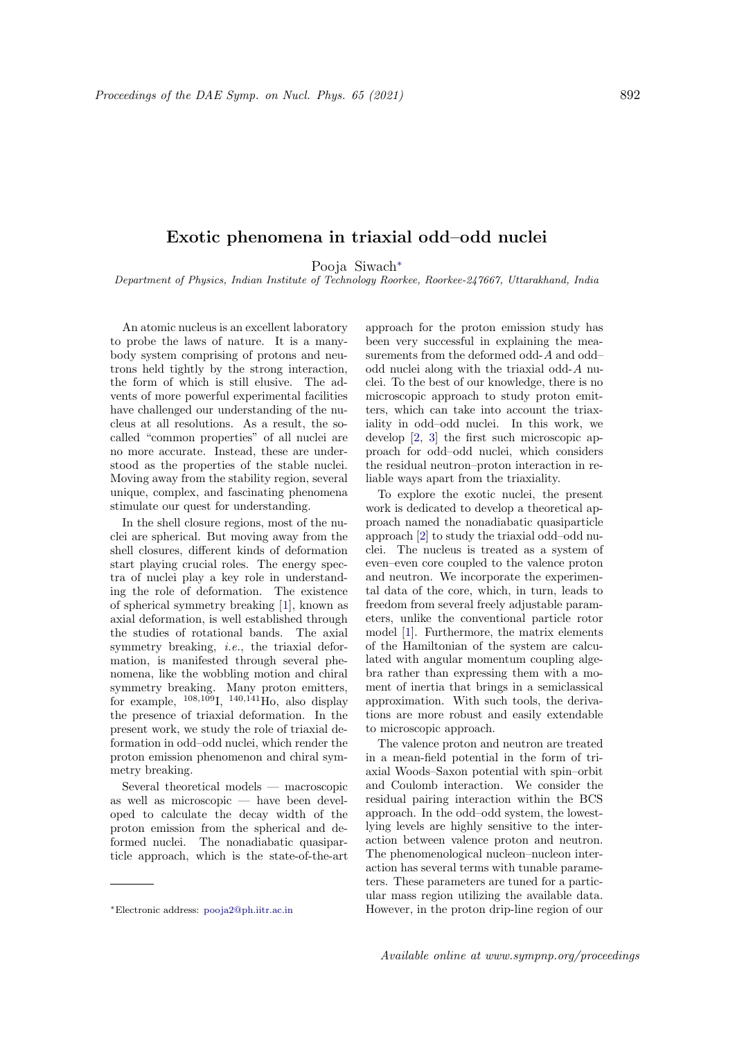# Exotic phenomena in triaxial odd–odd nuclei

Pooja Siwach*

*Department of Physics, Indian Institute of Technology Roorkee, Roorkee-247667, Uttarakhand, India*

An atomic nucleus is an excellent laboratory to probe the laws of nature. It is a many-body system comprising of protons and neutrons held tightly by the strong interaction, the form of which is still elusive. The advents of more powerful experimental facilities have challenged our understanding of the nucleus at all resolutions. As a result, the so-called "common properties" of all nuclei are no more accurate. Instead, these are understood as the properties of the stable nuclei. Moving away from the stability region, several unique, complex, and fascinating phenomena stimulate our quest for understanding.

In the shell closure regions, most of the nuclei are spherical. But moving away from the shell closures, different kinds of deformation start playing crucial roles. The energy spectra of nuclei play a key role in understanding the role of deformation. The existence of spherical symmetry breaking [1], known as axial deformation, is well established through the studies of rotational bands. The axial symmetry breaking, *i.e.*, the triaxial deformation, is manifested through several phenomena, like the wobbling motion and chiral symmetry breaking. Many proton emitters, for example, $^{108,109}$I, $^{140,141}$Ho, also display the presence of triaxial deformation. In the present work, we study the role of triaxial deformation in odd–odd nuclei, which render the proton emission phenomenon and chiral symmetry breaking.

Several theoretical models — macroscopic as well as microscopic — have been developed to calculate the decay width of the proton emission from the spherical and deformed nuclei. The nonadiabatic quasiparticle approach, which is the state-of-the-art approach for the proton emission study has been very successful in explaining the measurements from the deformed odd-$A$ and odd–odd nuclei along with the triaxial odd-$A$ nuclei. To the best of our knowledge, there is no microscopic approach to study proton emitters, which can take into account the triaxiality in odd–odd nuclei. In this work, we develop [2, 3] the first such microscopic approach for odd–odd nuclei, which considers the residual neutron–proton interaction in reliable ways apart from the triaxiality.

To explore the exotic nuclei, the present work is dedicated to develop a theoretical approach named the nonadiabatic quasiparticle approach [2] to study the triaxial odd–odd nuclei. The nucleus is treated as a system of even–even core coupled to the valence proton and neutron. We incorporate the experimental data of the core, which, in turn, leads to freedom from several freely adjustable parameters, unlike the conventional particle rotor model [1]. Furthermore, the matrix elements of the Hamiltonian of the system are calculated with angular momentum coupling algebra rather than expressing them with a moment of inertia that brings in a semiclassical approximation. With such tools, the derivations are more robust and easily extendable to microscopic approach.

The valence proton and neutron are treated in a mean-field potential in the form of triaxial Woods–Saxon potential with spin–orbit and Coulomb interaction. We consider the residual pairing interaction within the BCS approach. In the odd–odd system, the lowest-lying levels are highly sensitive to the interaction between valence proton and neutron. The phenomenological nucleon–nucleon interaction has several terms with tunable parameters. These parameters are tuned for a particular mass region utilizing the available data. However, in the proton drip-line region of our

*Electronic address: pooja2@ph.iitr.ac.in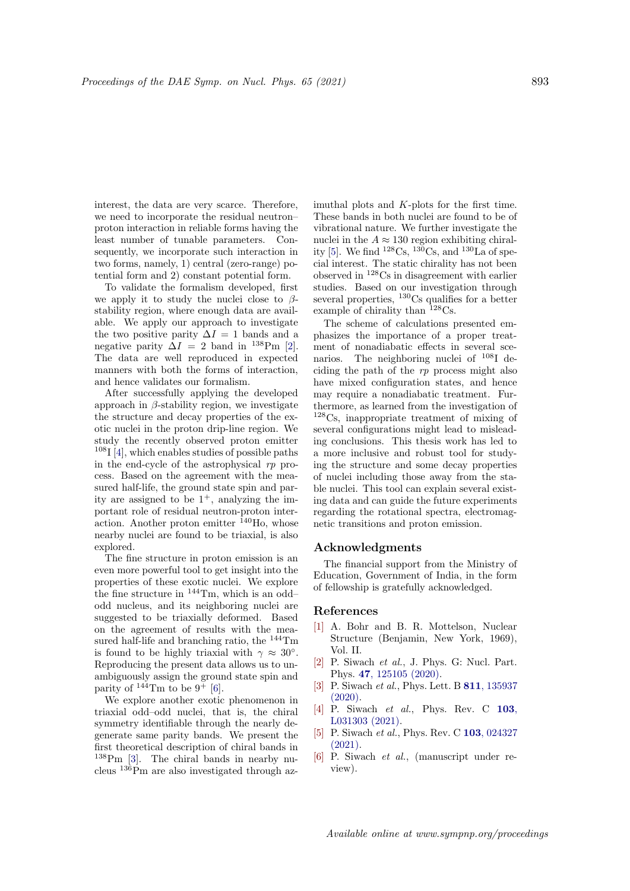interest, the data are very scarce. Therefore, we need to incorporate the residual neutron–proton interaction in reliable forms having the least number of tunable parameters. Consequently, we incorporate such interaction in two forms, namely, 1) central (zero-range) potential form and 2) constant potential form.

To validate the formalism developed, first we apply it to study the nuclei close to $\beta$-stability region, where enough data are available. We apply our approach to investigate the two positive parity $\Delta I = 1$ bands and a negative parity $\Delta I = 2$ band in $^{138}$Pm [2]. The data are well reproduced in expected manners with both the forms of interaction, and hence validates our formalism.

After successfully applying the developed approach in $\beta$-stability region, we investigate the structure and decay properties of the exotic nuclei in the proton drip-line region. We study the recently observed proton emitter $^{108}$I [4], which enables studies of possible paths in the end-cycle of the astrophysical *rp* process. Based on the agreement with the measured half-life, the ground state spin and parity are assigned to be $1^+$, analyzing the important role of residual neutron-proton interaction. Another proton emitter $^{140}$Ho, whose nearby nuclei are found to be triaxial, is also explored.

The fine structure in proton emission is an even more powerful tool to get insight into the properties of these exotic nuclei. We explore the fine structure in $^{144}$Tm, which is an odd–odd nucleus, and its neighboring nuclei are suggested to be triaxially deformed. Based on the agreement of results with the measured half-life and branching ratio, the $^{144}$Tm is found to be highly triaxial with $\gamma \approx 30^\circ$. Reproducing the present data allows us to unambiguously assign the ground state spin and parity of $^{144}$Tm to be $9^+$ [6].

We explore another exotic phenomenon in triaxial odd–odd nuclei, that is, the chiral symmetry identifiable through the nearly degenerate same parity bands. We present the first theoretical description of chiral bands in $^{138}$Pm [3]. The chiral bands in nearby nucleus $^{136}$Pm are also investigated through azimuthal plots and $K$-plots for the first time. These bands in both nuclei are found to be of vibrational nature. We further investigate the nuclei in the $A \approx 130$ region exhibiting chirality [5]. We find $^{128}$Cs, $^{130}$Cs, and $^{130}$La of special interest. The static chirality has not been observed in $^{128}$Cs in disagreement with earlier studies. Based on our investigation through several properties, $^{130}$Cs qualifies for a better example of chirality than $^{128}$Cs.

The scheme of calculations presented emphasizes the importance of a proper treatment of nonadiabatic effects in several scenarios. The neighboring nuclei of $^{108}$I deciding the path of the *rp* process might also have mixed configuration states, and hence may require a nonadiabatic treatment. Furthermore, as learned from the investigation of $^{128}$Cs, inappropriate treatment of mixing of several configurations might lead to misleading conclusions. This thesis work has led to a more inclusive and robust tool for studying the structure and some decay properties of nuclei including those away from the stable nuclei. This tool can explain several existing data and can guide the future experiments regarding the rotational spectra, electromagnetic transitions and proton emission.

## Acknowledgments

The financial support from the Ministry of Education, Government of India, in the form of fellowship is gratefully acknowledged.

## References

[1] A. Bohr and B. R. Mottelson, Nuclear Structure (Benjamin, New York, 1969), Vol. II.

[2] P. Siwach *et al.*, J. Phys. G: Nucl. Part. Phys. **47**, 125105 (2020).

[3] P. Siwach *et al.*, Phys. Lett. B **811**, 135937 (2020).

[4] P. Siwach *et al.*, Phys. Rev. C **103**, L031303 (2021).

[5] P. Siwach *et al.*, Phys. Rev. C **103**, 024327 (2021).

[6] P. Siwach *et al.*, (manuscript under review).